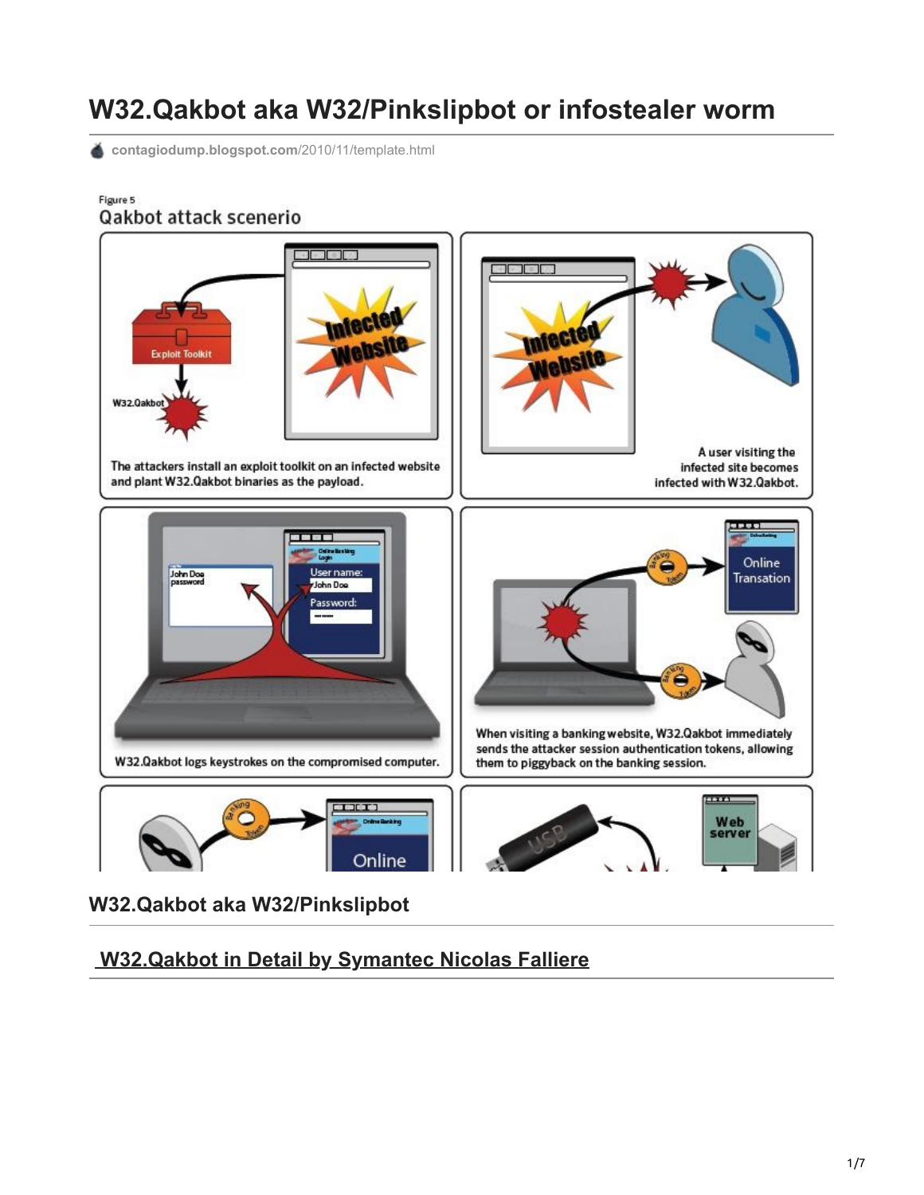# W32.Qakbot aka W32/Pinkslipbot or infostealer worm

contagiodump.blogspot.com/2010/11/template.html

Figure 5
Qakbot attack scenerio

The attackers install an exploit toolkit on an infected website and plant W32.Qakbot binaries as the payload.

A user visiting the infected site becomes infected with W32.Qakbot.

W32.Qakbot logs keystrokes on the compromised computer.

When visiting a banking website, W32.Qakbot immediately sends the attacker session authentication tokens, allowing them to piggyback on the banking session.

## W32.Qakbot aka W32/Pinkslipbot

## W32.Qakbot in Detail by Symantec Nicolas Falliere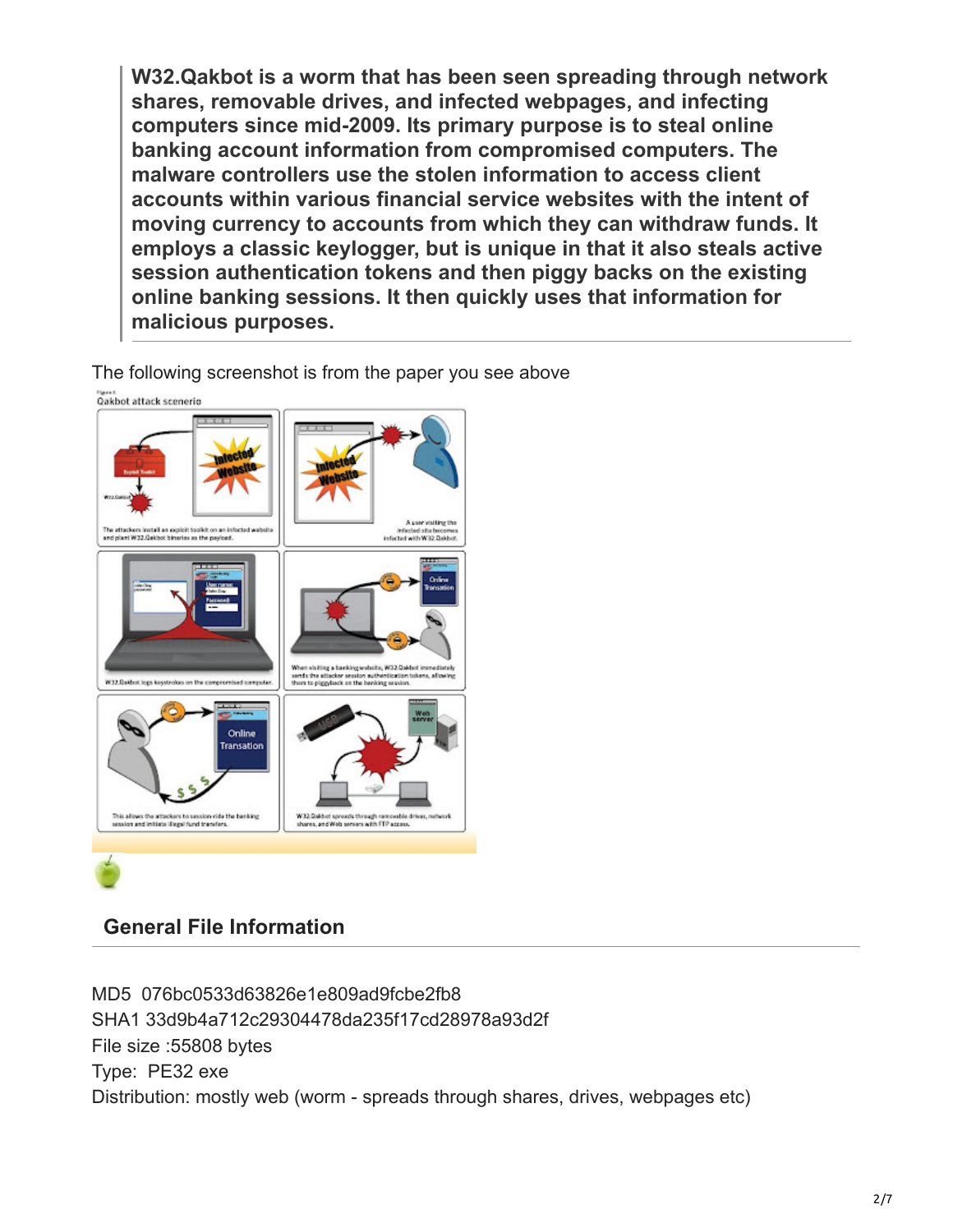> **W32.Qakbot is a worm that has been seen spreading through network shares, removable drives, and infected webpages, and infecting computers since mid-2009. Its primary purpose is to steal online banking account information from compromised computers. The malware controllers use the stolen information to access client accounts within various financial service websites with the intent of moving currency to accounts from which they can withdraw funds. It employs a classic keylogger, but is unique in that it also steals active session authentication tokens and then piggy backs on the existing online banking sessions. It then quickly uses that information for malicious purposes.**

The following screenshot is from the paper you see above

## General File Information

MD5 076bc0533d63826e1e809ad9fcbe2fb8
SHA1 33d9b4a712c29304478da235f17cd28978a93d2f
File size :55808 bytes
Type: PE32 exe
Distribution: mostly web (worm - spreads through shares, drives, webpages etc)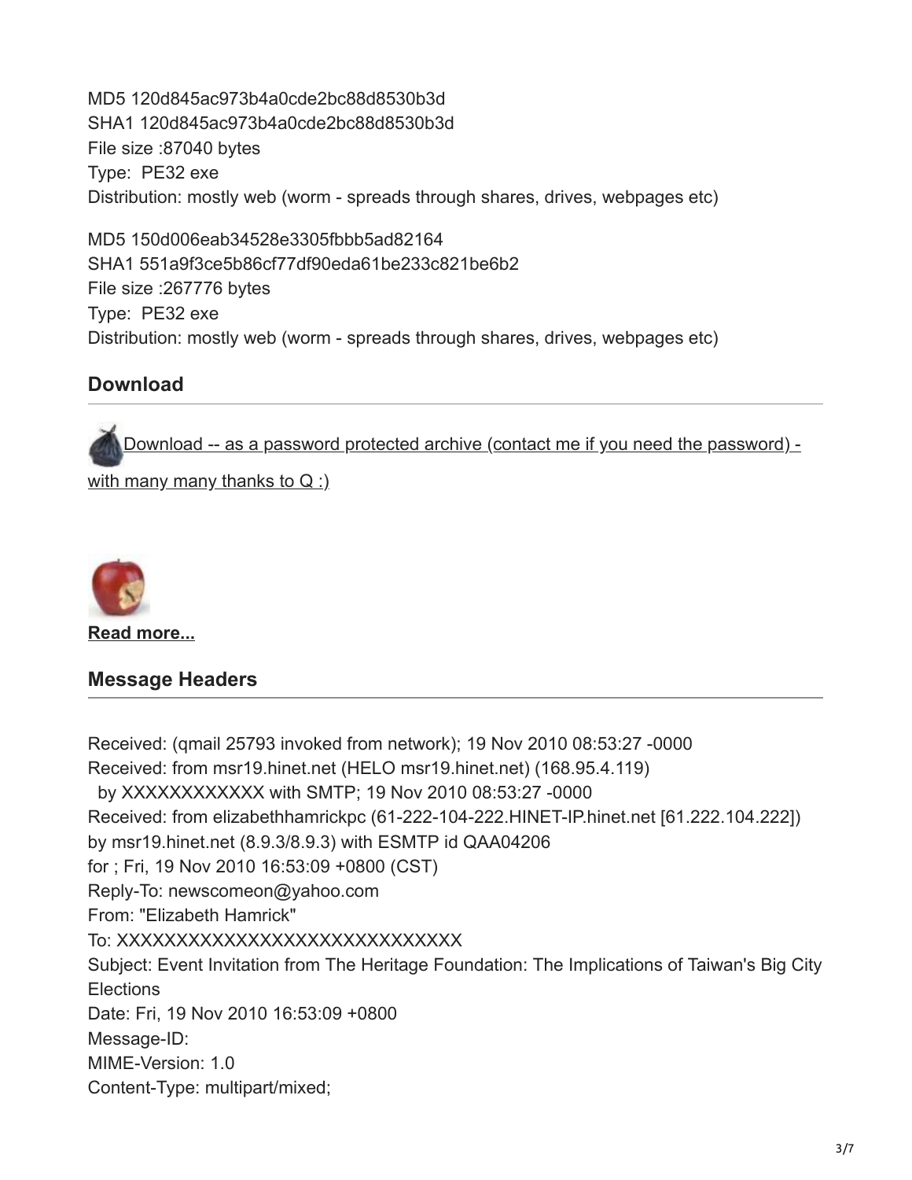MD5 120d845ac973b4a0cde2bc88d8530b3d
SHA1 120d845ac973b4a0cde2bc88d8530b3d
File size :87040 bytes
Type: PE32 exe
Distribution: mostly web (worm - spreads through shares, drives, webpages etc)

MD5 150d006eab34528e3305fbbb5ad82164
SHA1 551a9f3ce5b86cf77df90eda61be233c821be6b2
File size :267776 bytes
Type: PE32 exe
Distribution: mostly web (worm - spreads through shares, drives, webpages etc)

## Download

Download -- as a password protected archive (contact me if you need the password) - with many many thanks to Q :)

**Read more...**

## Message Headers

Received: (qmail 25793 invoked from network); 19 Nov 2010 08:53:27 -0000
Received: from msr19.hinet.net (HELO msr19.hinet.net) (168.95.4.119)
by XXXXXXXXXXXX with SMTP; 19 Nov 2010 08:53:27 -0000
Received: from elizabethhamrickpc (61-222-104-222.HINET-IP.hinet.net [61.222.104.222])
by msr19.hinet.net (8.9.3/8.9.3) with ESMTP id QAA04206
for ; Fri, 19 Nov 2010 16:53:09 +0800 (CST)
Reply-To: newscomeon@yahoo.com
From: "Elizabeth Hamrick"
To: XXXXXXXXXXXXXXXXXXXXXXXXXXXXX
Subject: Event Invitation from The Heritage Foundation: The Implications of Taiwan's Big City Elections
Date: Fri, 19 Nov 2010 16:53:09 +0800
Message-ID:
MIME-Version: 1.0
Content-Type: multipart/mixed;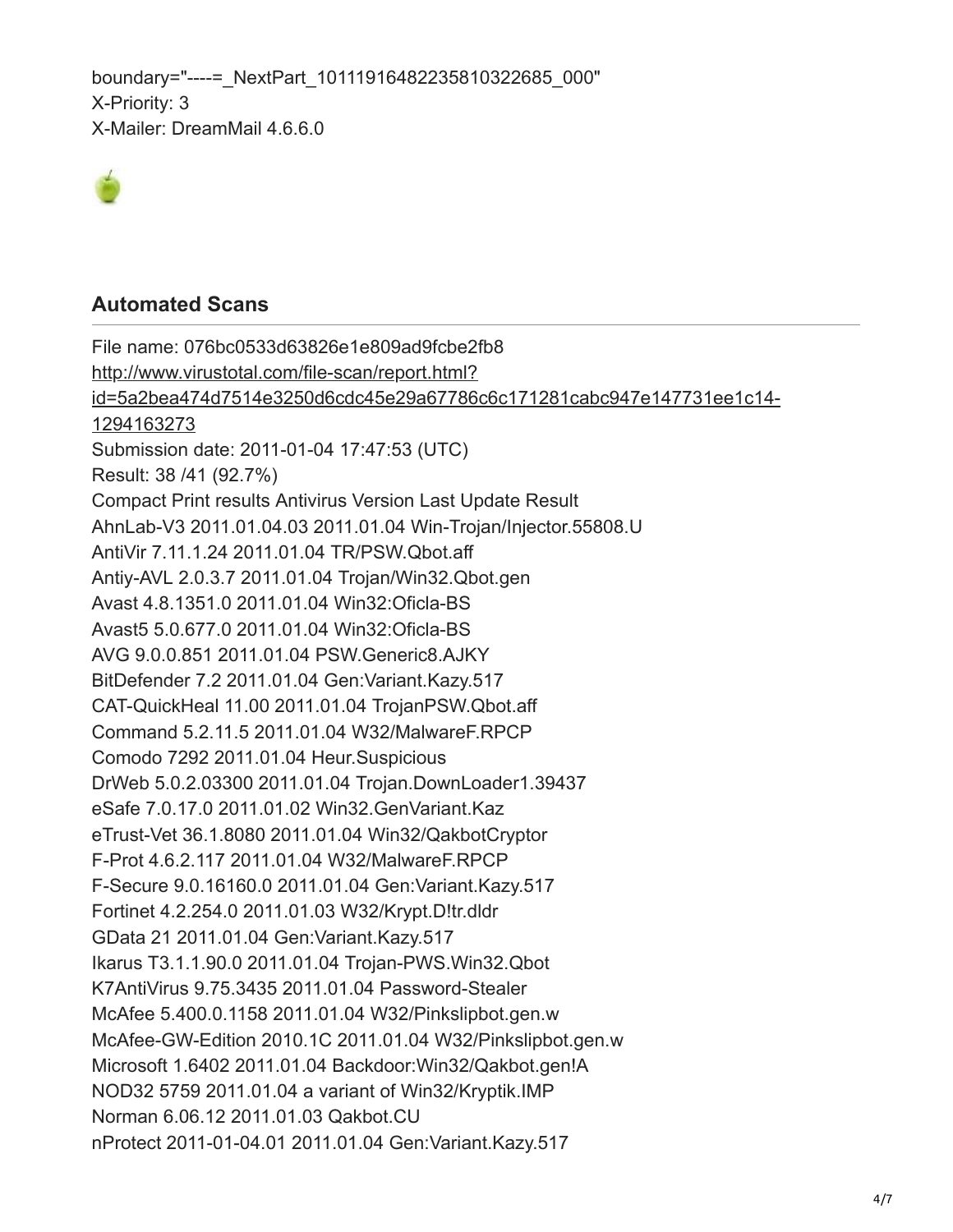boundary="----=_NextPart_101119164822358103226 85_000"
X-Priority: 3
X-Mailer: DreamMail 4.6.6.0

## Automated Scans

File name: 076bc0533d63826e1e809ad9fcbe2fb8
http://www.virustotal.com/file-scan/report.html?id=5a2bea474d7514e3250d6cdc45e29a67786c6c171281cabc947e147731ee1c14-1294163273
Submission date: 2011-01-04 17:47:53 (UTC)
Result: 38 /41 (92.7%)
Compact Print results Antivirus Version Last Update Result
AhnLab-V3 2011.01.04.03 2011.01.04 Win-Trojan/Injector.55808.U
AntiVir 7.11.1.24 2011.01.04 TR/PSW.Qbot.aff
Antiy-AVL 2.0.3.7 2011.01.04 Trojan/Win32.Qbot.gen
Avast 4.8.1351.0 2011.01.04 Win32:Oficla-BS
Avast5 5.0.677.0 2011.01.04 Win32:Oficla-BS
AVG 9.0.0.851 2011.01.04 PSW.Generic8.AJKY
BitDefender 7.2 2011.01.04 Gen:Variant.Kazy.517
CAT-QuickHeal 11.00 2011.01.04 TrojanPSW.Qbot.aff
Command 5.2.11.5 2011.01.04 W32/MalwareF.RPCP
Comodo 7292 2011.01.04 Heur.Suspicious
DrWeb 5.0.2.03300 2011.01.04 Trojan.DownLoader1.39437
eSafe 7.0.17.0 2011.01.02 Win32.GenVariant.Kaz
eTrust-Vet 36.1.8080 2011.01.04 Win32/QakbotCryptor
F-Prot 4.6.2.117 2011.01.04 W32/MalwareF.RPCP
F-Secure 9.0.16160.0 2011.01.04 Gen:Variant.Kazy.517
Fortinet 4.2.254.0 2011.01.03 W32/Krypt.D!tr.dldr
GData 21 2011.01.04 Gen:Variant.Kazy.517
Ikarus T3.1.1.90.0 2011.01.04 Trojan-PWS.Win32.Qbot
K7AntiVirus 9.75.3435 2011.01.04 Password-Stealer
McAfee 5.400.0.1158 2011.01.04 W32/Pinkslipbot.gen.w
McAfee-GW-Edition 2010.1C 2011.01.04 W32/Pinkslipbot.gen.w
Microsoft 1.6402 2011.01.04 Backdoor:Win32/Qakbot.gen!A
NOD32 5759 2011.01.04 a variant of Win32/Kryptik.IMP
Norman 6.06.12 2011.01.03 Qakbot.CU
nProtect 2011-01-04.01 2011.01.04 Gen:Variant.Kazy.517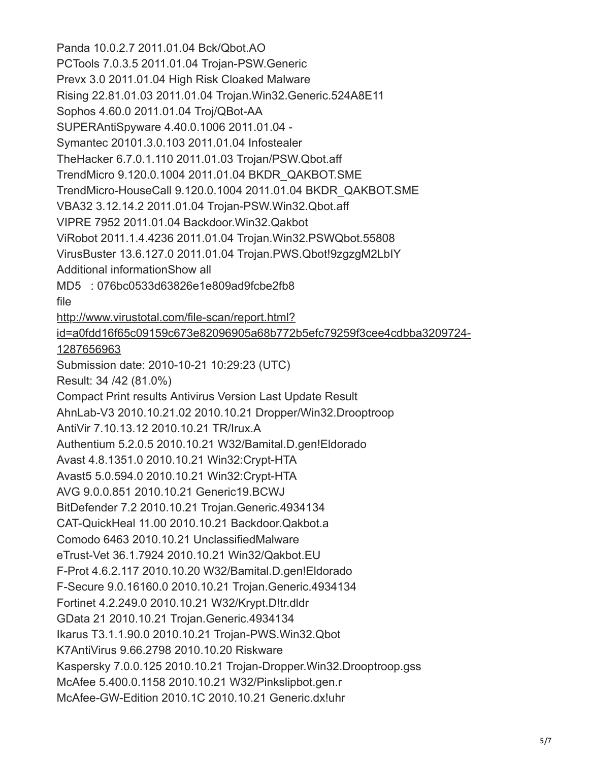Panda 10.0.2.7 2011.01.04 Bck/Qbot.AO

PCTools 7.0.3.5 2011.01.04 Trojan-PSW.Generic

Prevx 3.0 2011.01.04 High Risk Cloaked Malware

Rising 22.81.01.03 2011.01.04 Trojan.Win32.Generic.524A8E11

Sophos 4.60.0 2011.01.04 Troj/QBot-AA

SUPERAntiSpyware 4.40.0.1006 2011.01.04 -

Symantec 20101.3.0.103 2011.01.04 Infostealer

TheHacker 6.7.0.1.110 2011.01.03 Trojan/PSW.Qbot.aff

TrendMicro 9.120.0.1004 2011.01.04 BKDR_QAKBOT.SME

TrendMicro-HouseCall 9.120.0.1004 2011.01.04 BKDR_QAKBOT.SME

VBA32 3.12.14.2 2011.01.04 Trojan-PSW.Win32.Qbot.aff

VIPRE 7952 2011.01.04 Backdoor.Win32.Qakbot

ViRobot 2011.1.4.4236 2011.01.04 Trojan.Win32.PSWQbot.55808

VirusBuster 13.6.127.0 2011.01.04 Trojan.PWS.Qbot!9zgzgM2LbIY

Additional informationShow all

MD5 : 076bc0533d63826e1e809ad9fcbe2fb8

file

http://www.virustotal.com/file-scan/report.html?id=a0fdd16f65c09159c673e82096905a68b772b5efc79259f3cee4cdbba3209724-1287656963

Submission date: 2010-10-21 10:29:23 (UTC)

Result: 34 /42 (81.0%)

Compact Print results Antivirus Version Last Update Result

AhnLab-V3 2010.10.21.02 2010.10.21 Dropper/Win32.Drooptroop

AntiVir 7.10.13.12 2010.10.21 TR/Irux.A

Authentium 5.2.0.5 2010.10.21 W32/Bamital.D.gen!Eldorado

Avast 4.8.1351.0 2010.10.21 Win32:Crypt-HTA

Avast5 5.0.594.0 2010.10.21 Win32:Crypt-HTA

AVG 9.0.0.851 2010.10.21 Generic19.BCWJ

BitDefender 7.2 2010.10.21 Trojan.Generic.4934134

CAT-QuickHeal 11.00 2010.10.21 Backdoor.Qakbot.a

Comodo 6463 2010.10.21 UnclassifiedMalware

eTrust-Vet 36.1.7924 2010.10.21 Win32/Qakbot.EU

F-Prot 4.6.2.117 2010.10.20 W32/Bamital.D.gen!Eldorado

F-Secure 9.0.16160.0 2010.10.21 Trojan.Generic.4934134

Fortinet 4.2.249.0 2010.10.21 W32/Krypt.D!tr.dldr

GData 21 2010.10.21 Trojan.Generic.4934134

Ikarus T3.1.1.90.0 2010.10.21 Trojan-PWS.Win32.Qbot

K7AntiVirus 9.66.2798 2010.10.20 Riskware

Kaspersky 7.0.0.125 2010.10.21 Trojan-Dropper.Win32.Drooptroop.gss

McAfee 5.400.0.1158 2010.10.21 W32/Pinkslipbot.gen.r

McAfee-GW-Edition 2010.1C 2010.10.21 Generic.dx!uhr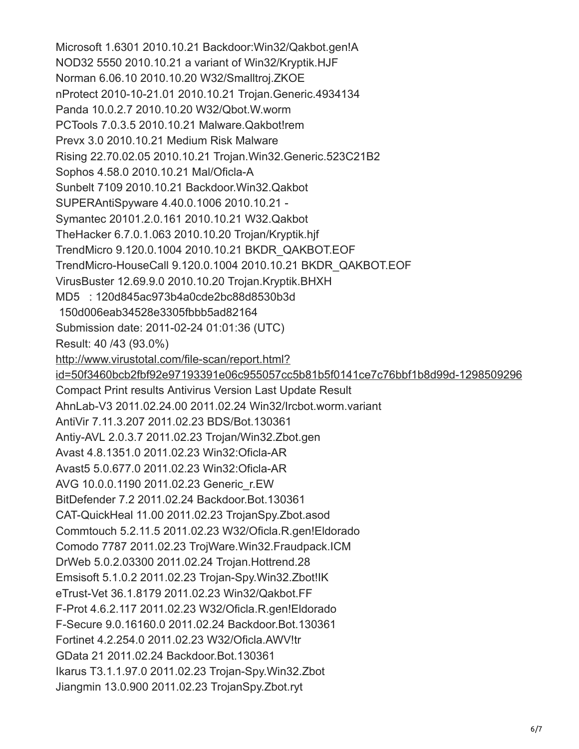Microsoft 1.6301 2010.10.21 Backdoor:Win32/Qakbot.gen!A

NOD32 5550 2010.10.21 a variant of Win32/Kryptik.HJF

Norman 6.06.10 2010.10.20 W32/Smalltroj.ZKOE

nProtect 2010-10-21.01 2010.10.21 Trojan.Generic.4934134

Panda 10.0.2.7 2010.10.20 W32/Qbot.W.worm

PCTools 7.0.3.5 2010.10.21 Malware.Qakbot!rem

Prevx 3.0 2010.10.21 Medium Risk Malware

Rising 22.70.02.05 2010.10.21 Trojan.Win32.Generic.523C21B2

Sophos 4.58.0 2010.10.21 Mal/Oficla-A

Sunbelt 7109 2010.10.21 Backdoor.Win32.Qakbot

SUPERAntiSpyware 4.40.0.1006 2010.10.21 -

Symantec 20101.2.0.161 2010.10.21 W32.Qakbot

TheHacker 6.7.0.1.063 2010.10.20 Trojan/Kryptik.hjf

TrendMicro 9.120.0.1004 2010.10.21 BKDR_QAKBOT.EOF

TrendMicro-HouseCall 9.120.0.1004 2010.10.21 BKDR_QAKBOT.EOF

VirusBuster 12.69.9.0 2010.10.20 Trojan.Kryptik.BHXH

MD5 : 120d845ac973b4a0cde2bc88d8530b3d

150d006eab34528e3305fbbb5ad82164

Submission date: 2011-02-24 01:01:36 (UTC)

Result: 40 /43 (93.0%)

http://www.virustotal.com/file-scan/report.html?id=50f3460bcb2fbf92e97193391e06c955057cc5b81b5f0141ce7c76bbf1b8d99d-1298509296

Compact Print results Antivirus Version Last Update Result

AhnLab-V3 2011.02.24.00 2011.02.24 Win32/Ircbot.worm.variant

AntiVir 7.11.3.207 2011.02.23 BDS/Bot.130361

Antiy-AVL 2.0.3.7 2011.02.23 Trojan/Win32.Zbot.gen

Avast 4.8.1351.0 2011.02.23 Win32:Oficla-AR

Avast5 5.0.677.0 2011.02.23 Win32:Oficla-AR

AVG 10.0.0.1190 2011.02.23 Generic_r.EW

BitDefender 7.2 2011.02.24 Backdoor.Bot.130361

CAT-QuickHeal 11.00 2011.02.23 TrojanSpy.Zbot.asod

Commtouch 5.2.11.5 2011.02.23 W32/Oficla.R.gen!Eldorado

Comodo 7787 2011.02.23 TrojWare.Win32.Fraudpack.ICM

DrWeb 5.0.2.03300 2011.02.24 Trojan.Hottrend.28

Emsisoft 5.1.0.2 2011.02.23 Trojan-Spy.Win32.Zbot!IK

eTrust-Vet 36.1.8179 2011.02.23 Win32/Qakbot.FF

F-Prot 4.6.2.117 2011.02.23 W32/Oficla.R.gen!Eldorado

F-Secure 9.0.16160.0 2011.02.24 Backdoor.Bot.130361

Fortinet 4.2.254.0 2011.02.23 W32/Oficla.AWV!tr

GData 21 2011.02.24 Backdoor.Bot.130361

Ikarus T3.1.1.97.0 2011.02.23 Trojan-Spy.Win32.Zbot

Jiangmin 13.0.900 2011.02.23 TrojanSpy.Zbot.ryt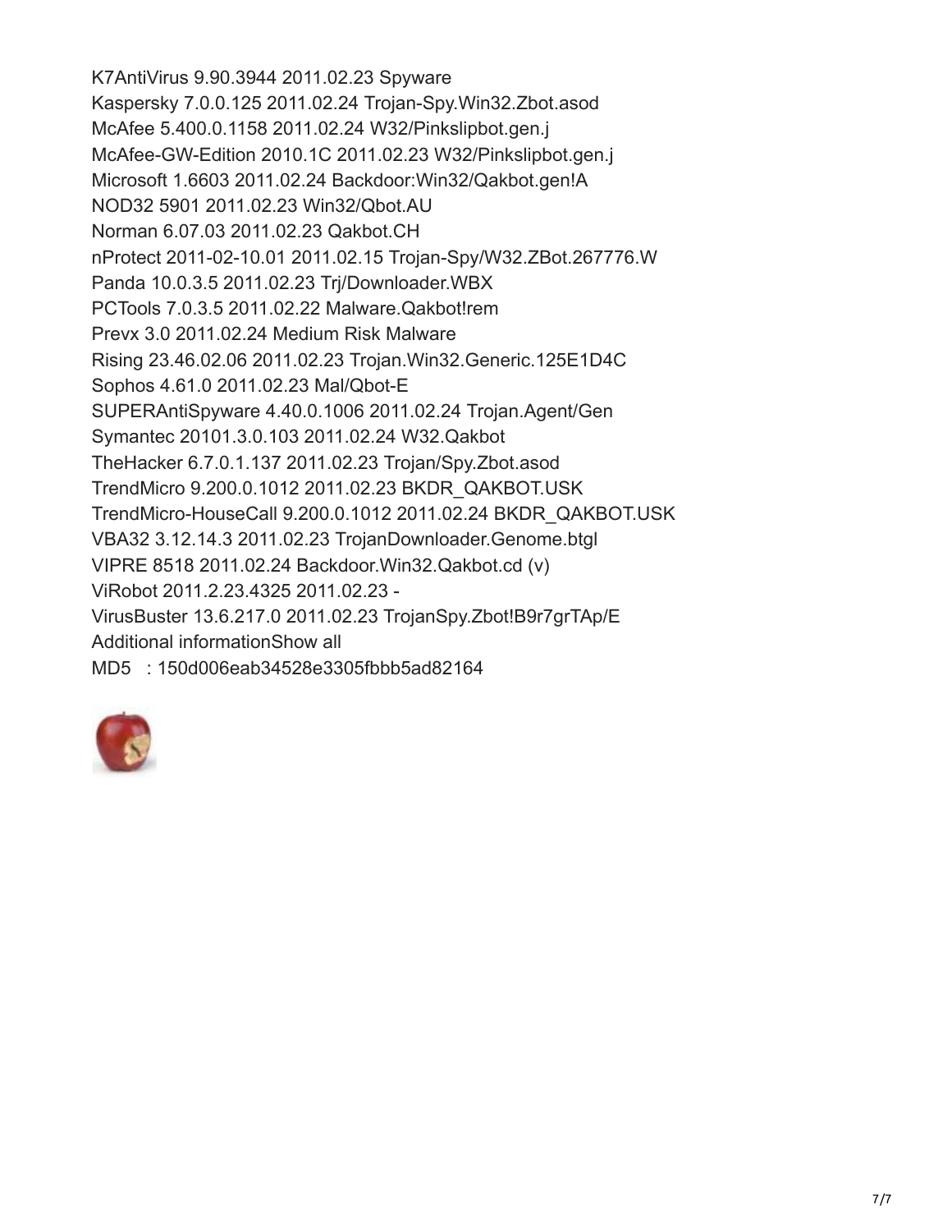K7AntiVirus 9.90.3944 2011.02.23 Spyware
Kaspersky 7.0.0.125 2011.02.24 Trojan-Spy.Win32.Zbot.asod
McAfee 5.400.0.1158 2011.02.24 W32/Pinkslipbot.gen.j
McAfee-GW-Edition 2010.1C 2011.02.23 W32/Pinkslipbot.gen.j
Microsoft 1.6603 2011.02.24 Backdoor:Win32/Qakbot.gen!A
NOD32 5901 2011.02.23 Win32/Qbot.AU
Norman 6.07.03 2011.02.23 Qakbot.CH
nProtect 2011-02-10.01 2011.02.15 Trojan-Spy/W32.ZBot.267776.W
Panda 10.0.3.5 2011.02.23 Trj/Downloader.WBX
PCTools 7.0.3.5 2011.02.22 Malware.Qakbot!rem
Prevx 3.0 2011.02.24 Medium Risk Malware
Rising 23.46.02.06 2011.02.23 Trojan.Win32.Generic.125E1D4C
Sophos 4.61.0 2011.02.23 Mal/Qbot-E
SUPERAntiSpyware 4.40.0.1006 2011.02.24 Trojan.Agent/Gen
Symantec 20101.3.0.103 2011.02.24 W32.Qakbot
TheHacker 6.7.0.1.137 2011.02.23 Trojan/Spy.Zbot.asod
TrendMicro 9.200.0.1012 2011.02.23 BKDR_QAKBOT.USK
TrendMicro-HouseCall 9.200.0.1012 2011.02.24 BKDR_QAKBOT.USK
VBA32 3.12.14.3 2011.02.23 TrojanDownloader.Genome.btgl
VIPRE 8518 2011.02.24 Backdoor.Win32.Qakbot.cd (v)
ViRobot 2011.2.23.4325 2011.02.23 -
VirusBuster 13.6.217.0 2011.02.23 TrojanSpy.Zbot!B9r7grTAp/E
Additional informationShow all
MD5 : 150d006eab34528e3305fbbb5ad82164